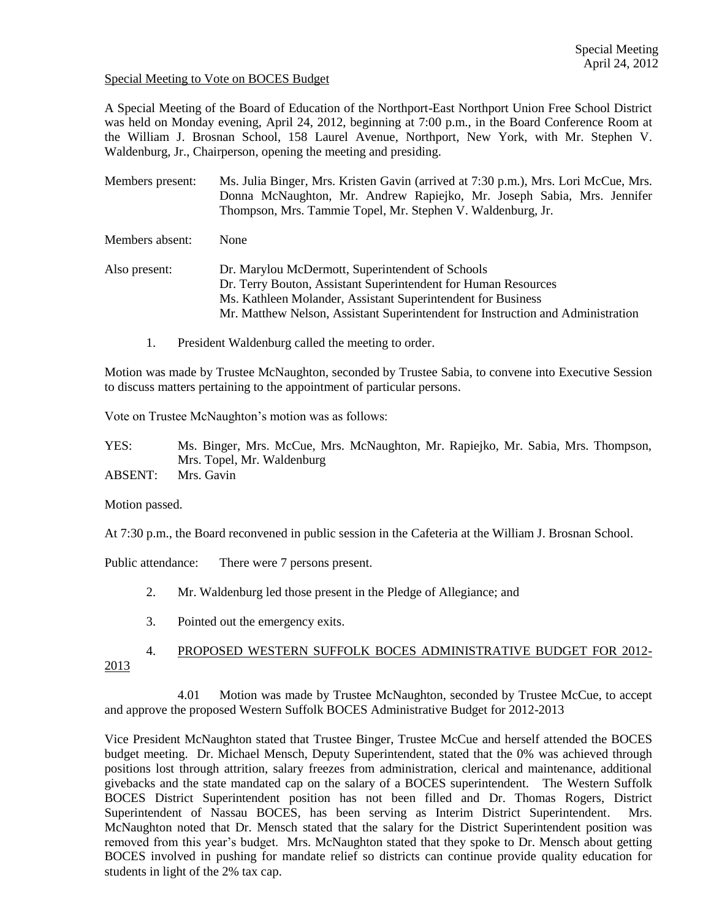Special Meeting
April 24, 2012

Special Meeting to Vote on BOCES Budget

A Special Meeting of the Board of Education of the Northport-East Northport Union Free School District was held on Monday evening, April 24, 2012, beginning at 7:00 p.m., in the Board Conference Room at the William J. Brosnan School, 158 Laurel Avenue, Northport, New York, with Mr. Stephen V. Waldenburg, Jr., Chairperson, opening the meeting and presiding.

Members present: Ms. Julia Binger, Mrs. Kristen Gavin (arrived at 7:30 p.m.), Mrs. Lori McCue, Mrs. Donna McNaughton, Mr. Andrew Rapiejko, Mr. Joseph Sabia, Mrs. Jennifer Thompson, Mrs. Tammie Topel, Mr. Stephen V. Waldenburg, Jr.

Members absent: None

Also present: Dr. Marylou McDermott, Superintendent of Schools
Dr. Terry Bouton, Assistant Superintendent for Human Resources
Ms. Kathleen Molander, Assistant Superintendent for Business
Mr. Matthew Nelson, Assistant Superintendent for Instruction and Administration

1. President Waldenburg called the meeting to order.

Motion was made by Trustee McNaughton, seconded by Trustee Sabia, to convene into Executive Session to discuss matters pertaining to the appointment of particular persons.

Vote on Trustee McNaughton's motion was as follows:

YES: Ms. Binger, Mrs. McCue, Mrs. McNaughton, Mr. Rapiejko, Mr. Sabia, Mrs. Thompson, Mrs. Topel, Mr. Waldenburg
ABSENT: Mrs. Gavin

Motion passed.

At 7:30 p.m., the Board reconvened in public session in the Cafeteria at the William J. Brosnan School.

Public attendance: There were 7 persons present.

2. Mr. Waldenburg led those present in the Pledge of Allegiance; and

3. Pointed out the emergency exits.

4. PROPOSED WESTERN SUFFOLK BOCES ADMINISTRATIVE BUDGET FOR 2012-2013

4.01 Motion was made by Trustee McNaughton, seconded by Trustee McCue, to accept and approve the proposed Western Suffolk BOCES Administrative Budget for 2012-2013

Vice President McNaughton stated that Trustee Binger, Trustee McCue and herself attended the BOCES budget meeting. Dr. Michael Mensch, Deputy Superintendent, stated that the 0% was achieved through positions lost through attrition, salary freezes from administration, clerical and maintenance, additional givebacks and the state mandated cap on the salary of a BOCES superintendent. The Western Suffolk BOCES District Superintendent position has not been filled and Dr. Thomas Rogers, District Superintendent of Nassau BOCES, has been serving as Interim District Superintendent. Mrs. McNaughton noted that Dr. Mensch stated that the salary for the District Superintendent position was removed from this year's budget. Mrs. McNaughton stated that they spoke to Dr. Mensch about getting BOCES involved in pushing for mandate relief so districts can continue provide quality education for students in light of the 2% tax cap.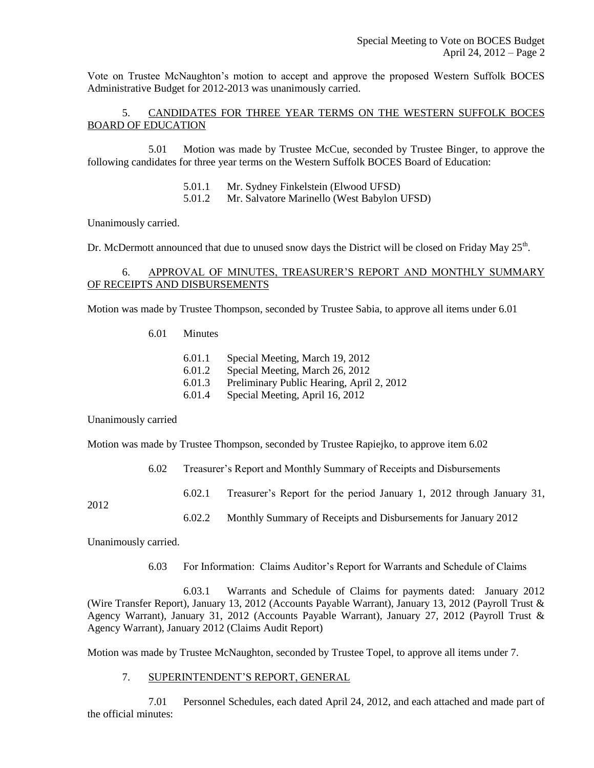Vote on Trustee McNaughton's motion to accept and approve the proposed Western Suffolk BOCES Administrative Budget for 2012-2013 was unanimously carried.

5. CANDIDATES FOR THREE YEAR TERMS ON THE WESTERN SUFFOLK BOCES BOARD OF EDUCATION

5.01 Motion was made by Trustee McCue, seconded by Trustee Binger, to approve the following candidates for three year terms on the Western Suffolk BOCES Board of Education:

5.01.1 Mr. Sydney Finkelstein (Elwood UFSD)
5.01.2 Mr. Salvatore Marinello (West Babylon UFSD)

Unanimously carried.

Dr. McDermott announced that due to unused snow days the District will be closed on Friday May 25th.

6. APPROVAL OF MINUTES, TREASURER'S REPORT AND MONTHLY SUMMARY OF RECEIPTS AND DISBURSEMENTS

Motion was made by Trustee Thompson, seconded by Trustee Sabia, to approve all items under 6.01

6.01 Minutes

6.01.1 Special Meeting, March 19, 2012
6.01.2 Special Meeting, March 26, 2012
6.01.3 Preliminary Public Hearing, April 2, 2012
6.01.4 Special Meeting, April 16, 2012

Unanimously carried

Motion was made by Trustee Thompson, seconded by Trustee Rapiejko, to approve item 6.02

6.02 Treasurer's Report and Monthly Summary of Receipts and Disbursements

6.02.1 Treasurer's Report for the period January 1, 2012 through January 31, 2012

6.02.2 Monthly Summary of Receipts and Disbursements for January 2012

Unanimously carried.

6.03 For Information: Claims Auditor's Report for Warrants and Schedule of Claims

6.03.1 Warrants and Schedule of Claims for payments dated: January 2012 (Wire Transfer Report), January 13, 2012 (Accounts Payable Warrant), January 13, 2012 (Payroll Trust & Agency Warrant), January 31, 2012 (Accounts Payable Warrant), January 27, 2012 (Payroll Trust & Agency Warrant), January 2012 (Claims Audit Report)

Motion was made by Trustee McNaughton, seconded by Trustee Topel, to approve all items under 7.

7. SUPERINTENDENT'S REPORT, GENERAL

7.01 Personnel Schedules, each dated April 24, 2012, and each attached and made part of the official minutes: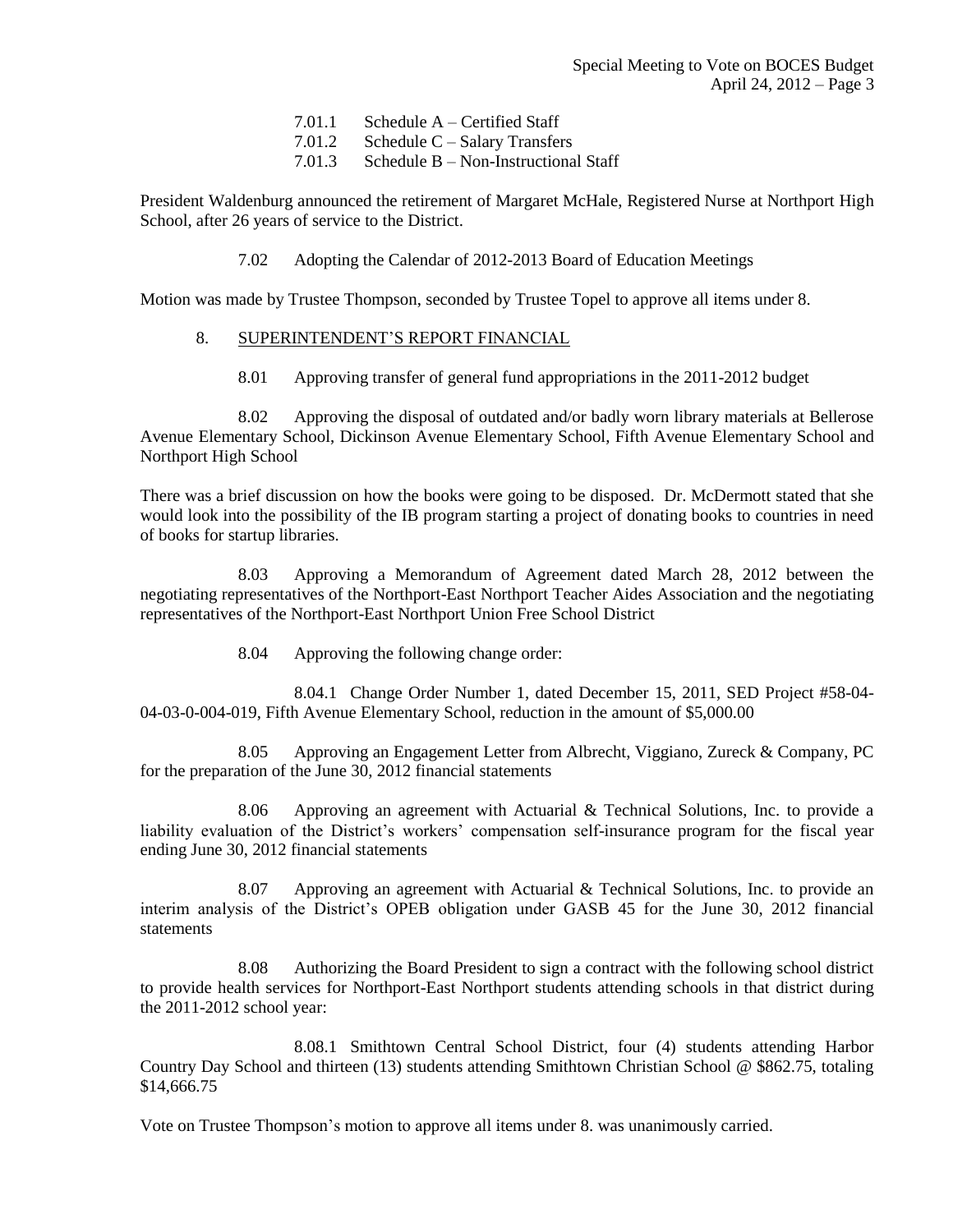7.01.1 Schedule A – Certified Staff
7.01.2 Schedule C – Salary Transfers
7.01.3 Schedule B – Non-Instructional Staff

President Waldenburg announced the retirement of Margaret McHale, Registered Nurse at Northport High School, after 26 years of service to the District.

7.02 Adopting the Calendar of 2012-2013 Board of Education Meetings

Motion was made by Trustee Thompson, seconded by Trustee Topel to approve all items under 8.

8. SUPERINTENDENT'S REPORT FINANCIAL

8.01 Approving transfer of general fund appropriations in the 2011-2012 budget

8.02 Approving the disposal of outdated and/or badly worn library materials at Bellerose Avenue Elementary School, Dickinson Avenue Elementary School, Fifth Avenue Elementary School and Northport High School

There was a brief discussion on how the books were going to be disposed. Dr. McDermott stated that she would look into the possibility of the IB program starting a project of donating books to countries in need of books for startup libraries.

8.03 Approving a Memorandum of Agreement dated March 28, 2012 between the negotiating representatives of the Northport-East Northport Teacher Aides Association and the negotiating representatives of the Northport-East Northport Union Free School District

8.04 Approving the following change order:

8.04.1 Change Order Number 1, dated December 15, 2011, SED Project #58-04-04-03-0-004-019, Fifth Avenue Elementary School, reduction in the amount of $5,000.00

8.05 Approving an Engagement Letter from Albrecht, Viggiano, Zureck & Company, PC for the preparation of the June 30, 2012 financial statements

8.06 Approving an agreement with Actuarial & Technical Solutions, Inc. to provide a liability evaluation of the District's workers' compensation self-insurance program for the fiscal year ending June 30, 2012 financial statements

8.07 Approving an agreement with Actuarial & Technical Solutions, Inc. to provide an interim analysis of the District's OPEB obligation under GASB 45 for the June 30, 2012 financial statements

8.08 Authorizing the Board President to sign a contract with the following school district to provide health services for Northport-East Northport students attending schools in that district during the 2011-2012 school year:

8.08.1 Smithtown Central School District, four (4) students attending Harbor Country Day School and thirteen (13) students attending Smithtown Christian School @ $862.75, totaling $14,666.75

Vote on Trustee Thompson's motion to approve all items under 8. was unanimously carried.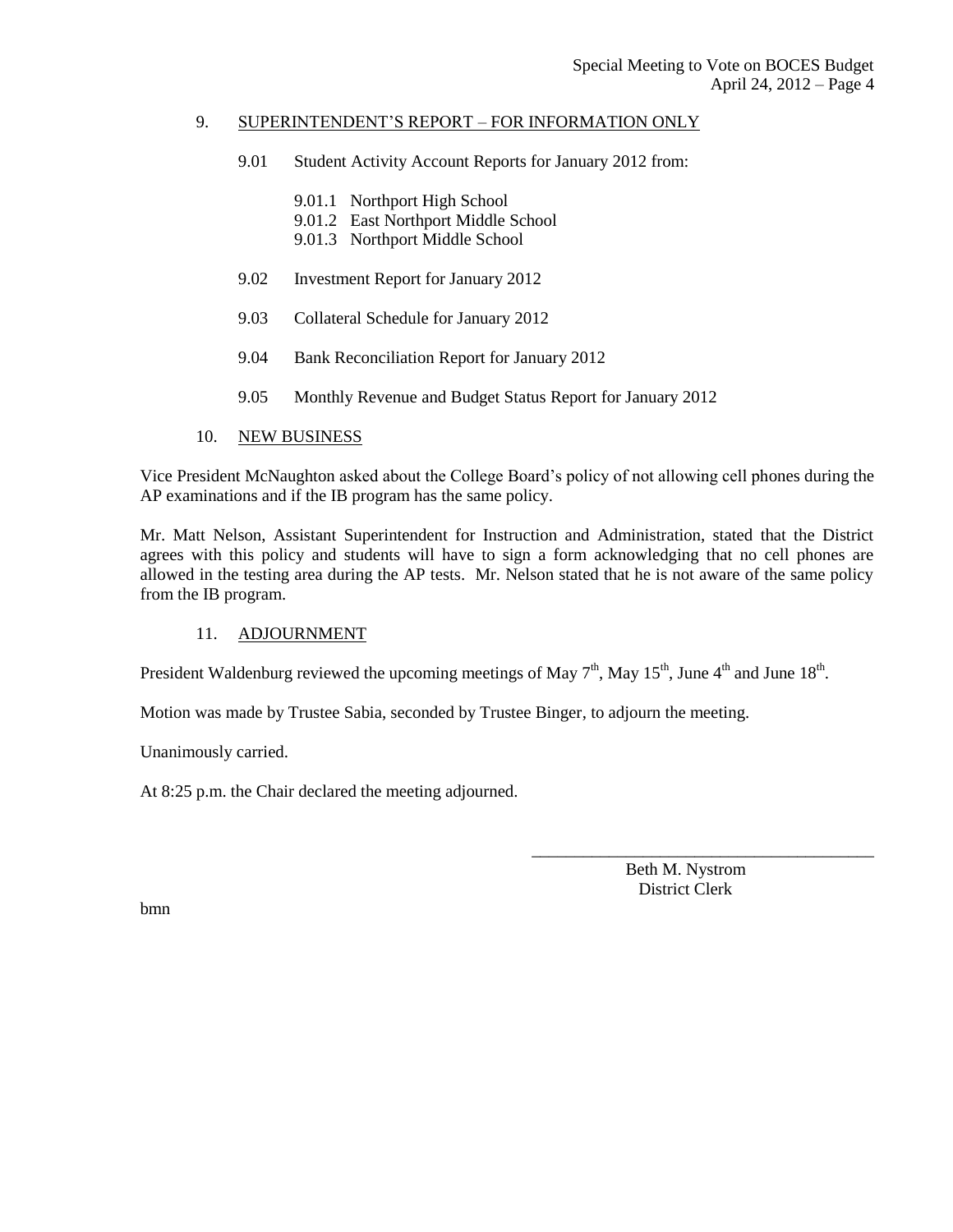9. SUPERINTENDENT'S REPORT – FOR INFORMATION ONLY

   9.01 Student Activity Account Reports for January 2012 from:

      9.01.1 Northport High School
      9.01.2 East Northport Middle School
      9.01.3 Northport Middle School

   9.02 Investment Report for January 2012

   9.03 Collateral Schedule for January 2012

   9.04 Bank Reconciliation Report for January 2012

   9.05 Monthly Revenue and Budget Status Report for January 2012

10. NEW BUSINESS

Vice President McNaughton asked about the College Board's policy of not allowing cell phones during the AP examinations and if the IB program has the same policy.

Mr. Matt Nelson, Assistant Superintendent for Instruction and Administration, stated that the District agrees with this policy and students will have to sign a form acknowledging that no cell phones are allowed in the testing area during the AP tests. Mr. Nelson stated that he is not aware of the same policy from the IB program.

11. ADJOURNMENT

President Waldenburg reviewed the upcoming meetings of May 7th, May 15th, June 4th and June 18th.

Motion was made by Trustee Sabia, seconded by Trustee Binger, to adjourn the meeting.

Unanimously carried.

At 8:25 p.m. the Chair declared the meeting adjourned.

\_\_\_\_\_\_\_\_\_\_\_\_\_\_\_\_\_\_\_\_\_\_\_\_\_\_\_\_\_\_\_\_\_\_\_\_\_\_\_\_

Beth M. Nystrom
District Clerk

bmn